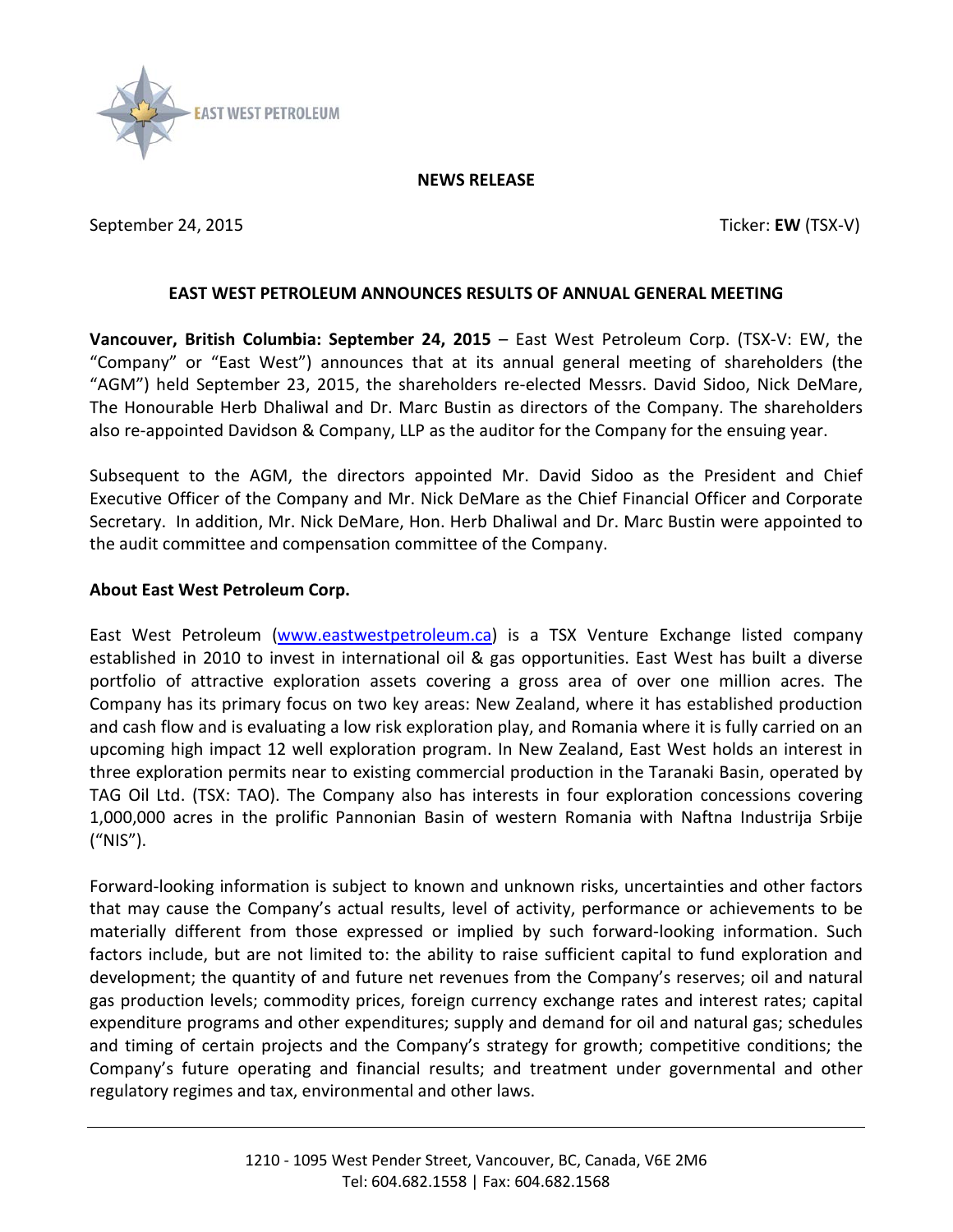EAST WEST PETROLEUM

**NEWS RELEASE**

September 24, 2015

Ticker: **EW** (TSX-V)

## EAST WEST PETROLEUM ANNOUNCES RESULTS OF ANNUAL GENERAL MEETING

**Vancouver, British Columbia: September 24, 2015** – East West Petroleum Corp. (TSX-V: EW, the "Company" or "East West") announces that at its annual general meeting of shareholders (the "AGM") held September 23, 2015, the shareholders re-elected Messrs. David Sidoo, Nick DeMare, The Honourable Herb Dhaliwal and Dr. Marc Bustin as directors of the Company. The shareholders also re-appointed Davidson & Company, LLP as the auditor for the Company for the ensuing year.

Subsequent to the AGM, the directors appointed Mr. David Sidoo as the President and Chief Executive Officer of the Company and Mr. Nick DeMare as the Chief Financial Officer and Corporate Secretary. In addition, Mr. Nick DeMare, Hon. Herb Dhaliwal and Dr. Marc Bustin were appointed to the audit committee and compensation committee of the Company.

**About East West Petroleum Corp.**

East West Petroleum (www.eastwestpetroleum.ca) is a TSX Venture Exchange listed company established in 2010 to invest in international oil & gas opportunities. East West has built a diverse portfolio of attractive exploration assets covering a gross area of over one million acres. The Company has its primary focus on two key areas: New Zealand, where it has established production and cash flow and is evaluating a low risk exploration play, and Romania where it is fully carried on an upcoming high impact 12 well exploration program. In New Zealand, East West holds an interest in three exploration permits near to existing commercial production in the Taranaki Basin, operated by TAG Oil Ltd. (TSX: TAO). The Company also has interests in four exploration concessions covering 1,000,000 acres in the prolific Pannonian Basin of western Romania with Naftna Industrija Srbije ("NIS").

Forward-looking information is subject to known and unknown risks, uncertainties and other factors that may cause the Company's actual results, level of activity, performance or achievements to be materially different from those expressed or implied by such forward-looking information. Such factors include, but are not limited to: the ability to raise sufficient capital to fund exploration and development; the quantity of and future net revenues from the Company's reserves; oil and natural gas production levels; commodity prices, foreign currency exchange rates and interest rates; capital expenditure programs and other expenditures; supply and demand for oil and natural gas; schedules and timing of certain projects and the Company's strategy for growth; competitive conditions; the Company's future operating and financial results; and treatment under governmental and other regulatory regimes and tax, environmental and other laws.

1210 - 1095 West Pender Street, Vancouver, BC, Canada, V6E 2M6
Tel: 604.682.1558 | Fax: 604.682.1568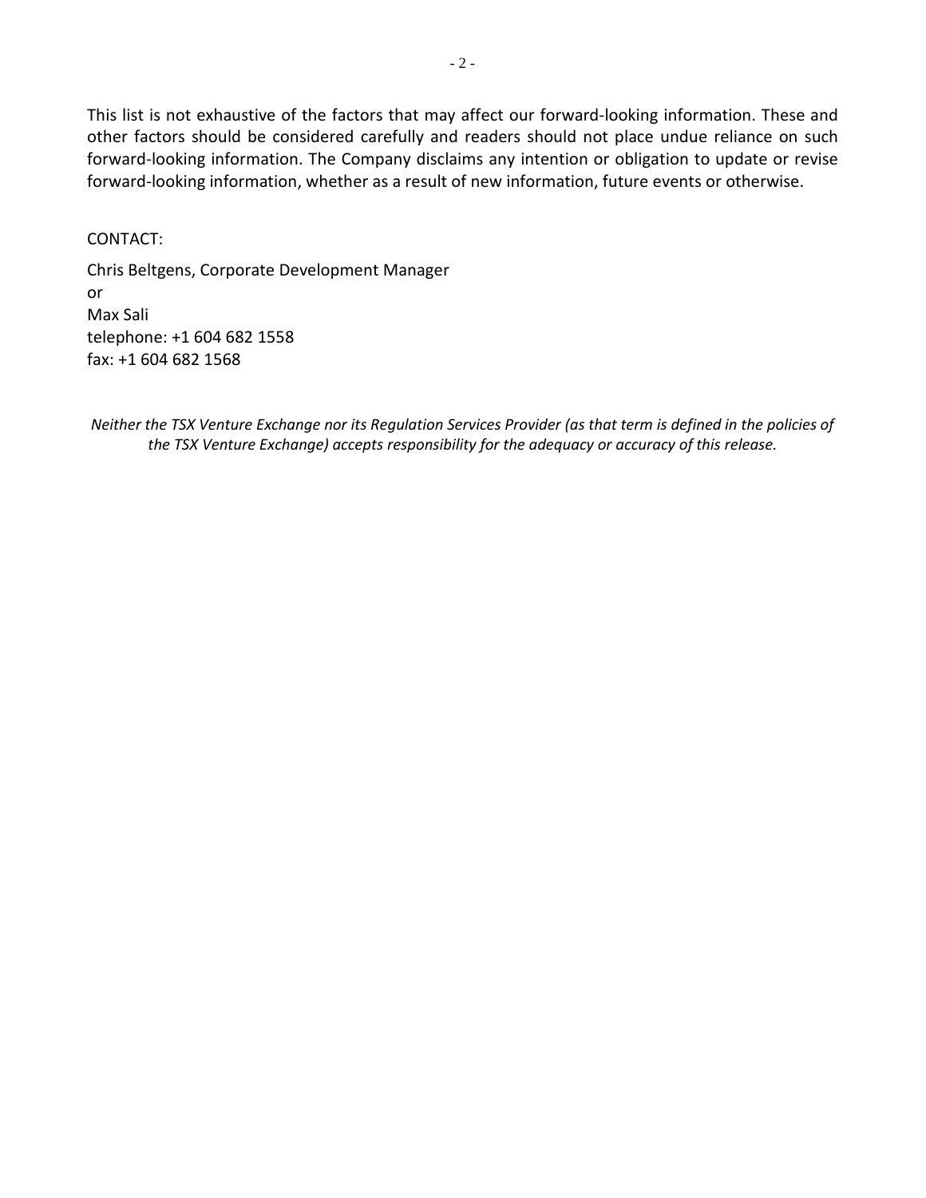This list is not exhaustive of the factors that may affect our forward-looking information. These and other factors should be considered carefully and readers should not place undue reliance on such forward-looking information. The Company disclaims any intention or obligation to update or revise forward-looking information, whether as a result of new information, future events or otherwise.

CONTACT:

Chris Beltgens, Corporate Development Manager
or
Max Sali
telephone: +1 604 682 1558
fax: +1 604 682 1568

*Neither the TSX Venture Exchange nor its Regulation Services Provider (as that term is defined in the policies of the TSX Venture Exchange) accepts responsibility for the adequacy or accuracy of this release.*